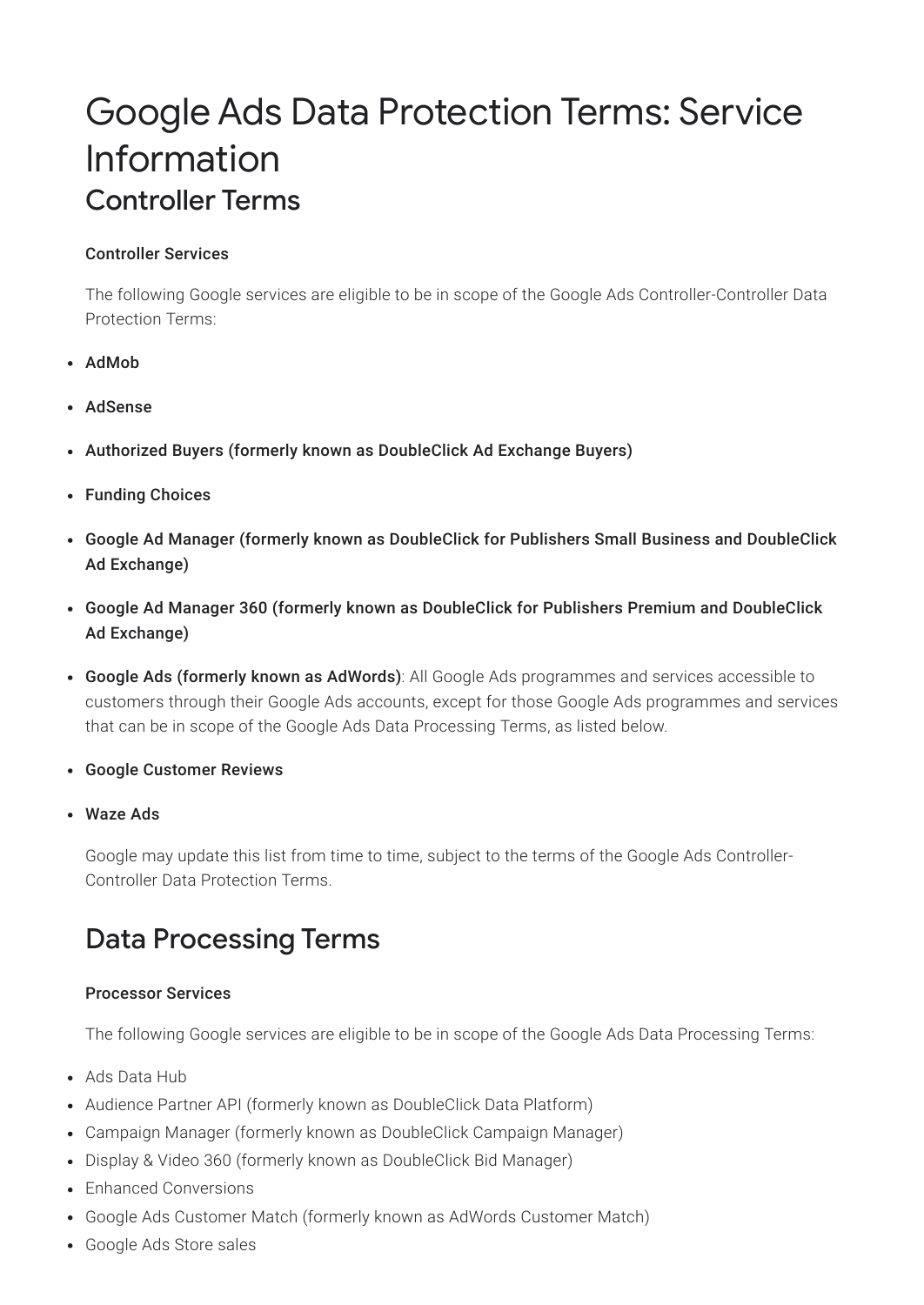# Google Ads Data Protection Terms: Service Information

## Controller Terms

**Controller Services**

The following Google services are eligible to be in scope of the Google Ads Controller-Controller Data Protection Terms:

- **AdMob**
- **AdSense**
- **Authorized Buyers (formerly known as DoubleClick Ad Exchange Buyers)**
- **Funding Choices**
- **Google Ad Manager (formerly known as DoubleClick for Publishers Small Business and DoubleClick Ad Exchange)**
- **Google Ad Manager 360 (formerly known as DoubleClick for Publishers Premium and DoubleClick Ad Exchange)**
- **Google Ads (formerly known as AdWords)**: All Google Ads programmes and services accessible to customers through their Google Ads accounts, except for those Google Ads programmes and services that can be in scope of the Google Ads Data Processing Terms, as listed below.
- **Google Customer Reviews**
- **Waze Ads**

Google may update this list from time to time, subject to the terms of the Google Ads Controller-Controller Data Protection Terms.

## Data Processing Terms

**Processor Services**

The following Google services are eligible to be in scope of the Google Ads Data Processing Terms:

- Ads Data Hub
- Audience Partner API (formerly known as DoubleClick Data Platform)
- Campaign Manager (formerly known as DoubleClick Campaign Manager)
- Display & Video 360 (formerly known as DoubleClick Bid Manager)
- Enhanced Conversions
- Google Ads Customer Match (formerly known as AdWords Customer Match)
- Google Ads Store sales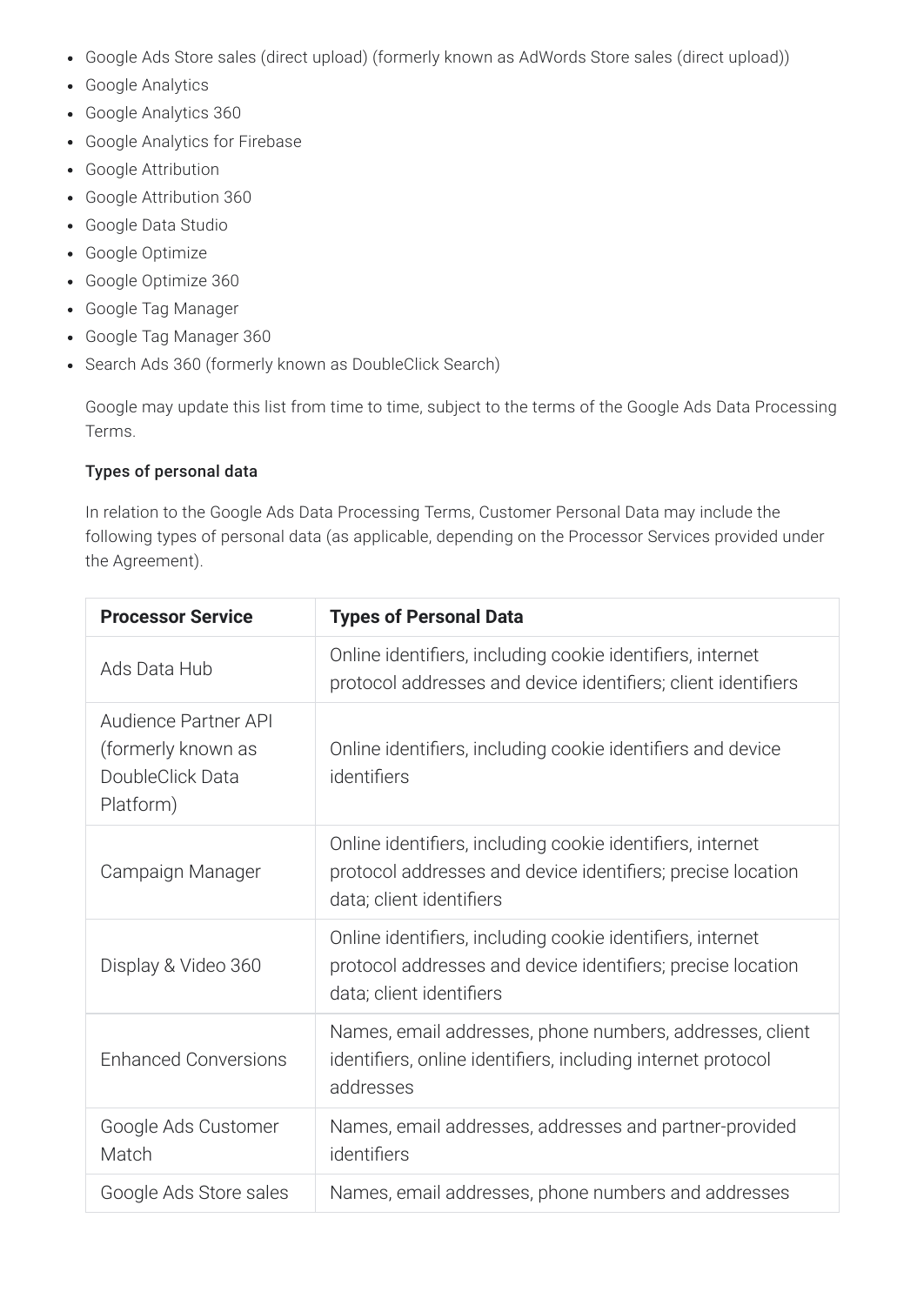- Google Ads Store sales (direct upload) (formerly known as AdWords Store sales (direct upload))
- Google Analytics
- Google Analytics 360
- Google Analytics for Firebase
- Google Attribution
- Google Attribution 360
- Google Data Studio
- Google Optimize
- Google Optimize 360
- Google Tag Manager
- Google Tag Manager 360
- Search Ads 360 (formerly known as DoubleClick Search)

Google may update this list from time to time, subject to the terms of the Google Ads Data Processing Terms.

**Types of personal data**

In relation to the Google Ads Data Processing Terms, Customer Personal Data may include the following types of personal data (as applicable, depending on the Processor Services provided under the Agreement).

| Processor Service | Types of Personal Data |
|---|---|
| Ads Data Hub | Online identifiers, including cookie identifiers, internet protocol addresses and device identifiers; client identifiers |
| Audience Partner API (formerly known as DoubleClick Data Platform) | Online identifiers, including cookie identifiers and device identifiers |
| Campaign Manager | Online identifiers, including cookie identifiers, internet protocol addresses and device identifiers; precise location data; client identifiers |
| Display & Video 360 | Online identifiers, including cookie identifiers, internet protocol addresses and device identifiers; precise location data; client identifiers |
| Enhanced Conversions | Names, email addresses, phone numbers, addresses, client identifiers, online identifiers, including internet protocol addresses |
| Google Ads Customer Match | Names, email addresses, addresses and partner-provided identifiers |
| Google Ads Store sales | Names, email addresses, phone numbers and addresses |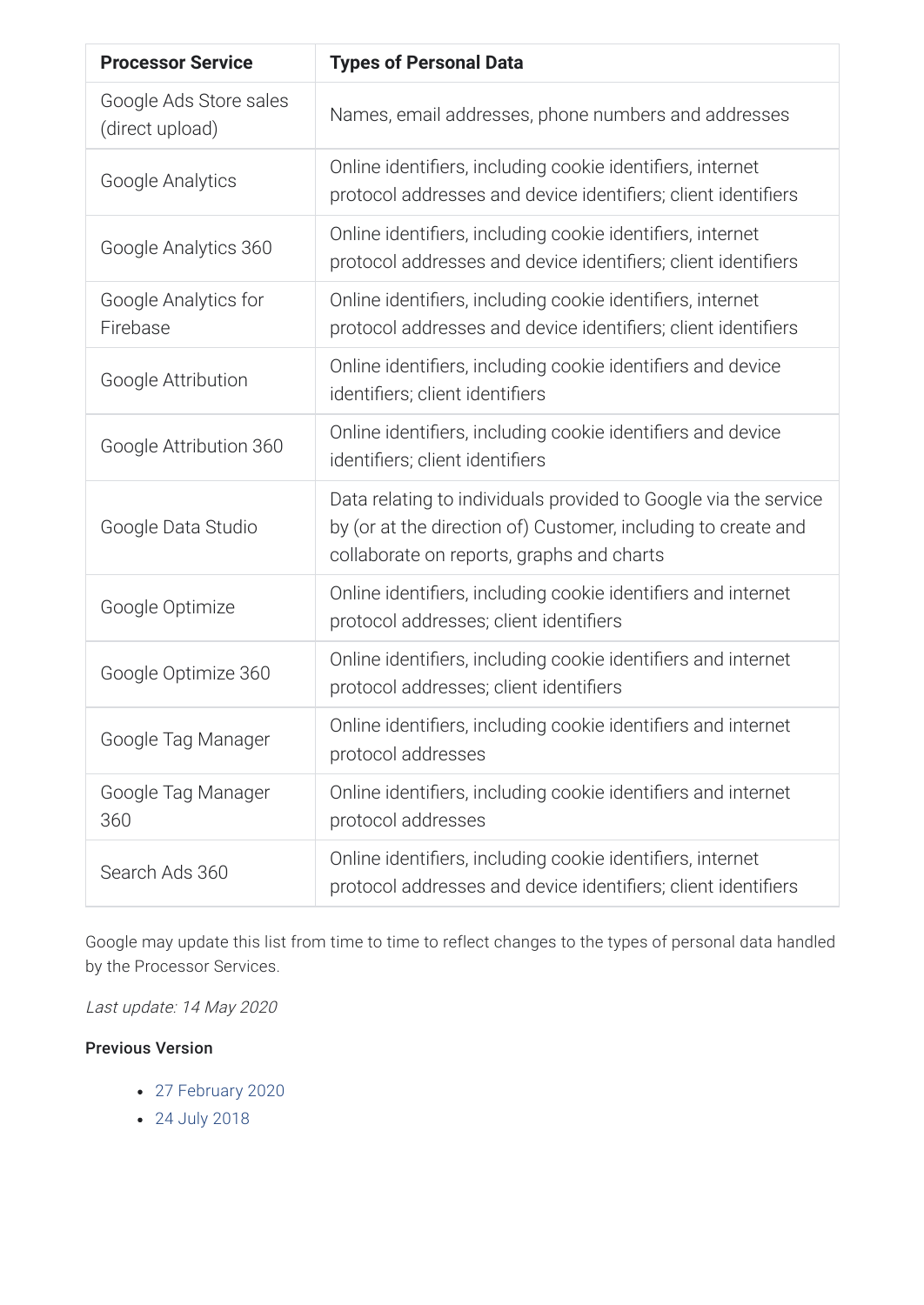| Processor Service | Types of Personal Data |
| --- | --- |
| Google Ads Store sales (direct upload) | Names, email addresses, phone numbers and addresses |
| Google Analytics | Online identifiers, including cookie identifiers, internet protocol addresses and device identifiers; client identifiers |
| Google Analytics 360 | Online identifiers, including cookie identifiers, internet protocol addresses and device identifiers; client identifiers |
| Google Analytics for Firebase | Online identifiers, including cookie identifiers, internet protocol addresses and device identifiers; client identifiers |
| Google Attribution | Online identifiers, including cookie identifiers and device identifiers; client identifiers |
| Google Attribution 360 | Online identifiers, including cookie identifiers and device identifiers; client identifiers |
| Google Data Studio | Data relating to individuals provided to Google via the service by (or at the direction of) Customer, including to create and collaborate on reports, graphs and charts |
| Google Optimize | Online identifiers, including cookie identifiers and internet protocol addresses; client identifiers |
| Google Optimize 360 | Online identifiers, including cookie identifiers and internet protocol addresses; client identifiers |
| Google Tag Manager | Online identifiers, including cookie identifiers and internet protocol addresses |
| Google Tag Manager 360 | Online identifiers, including cookie identifiers and internet protocol addresses |
| Search Ads 360 | Online identifiers, including cookie identifiers, internet protocol addresses and device identifiers; client identifiers |

Google may update this list from time to time to reflect changes to the types of personal data handled by the Processor Services.

*Last update: 14 May 2020*

**Previous Version**

- 27 February 2020
- 24 July 2018